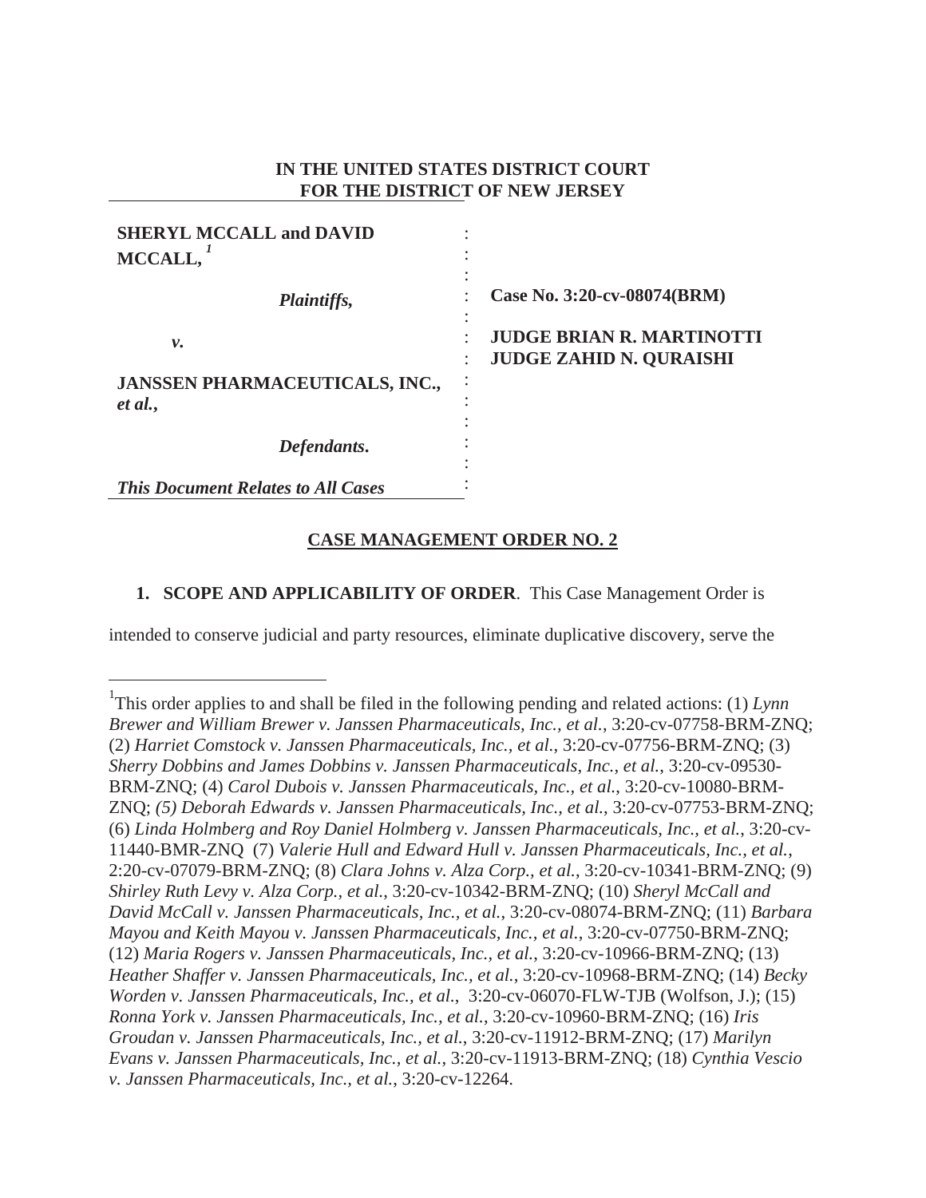**IN THE UNITED STATES DISTRICT COURT**
**FOR THE DISTRICT OF NEW JERSEY**

| | | |
|---|---|---|
| **SHERYL MCCALL and DAVID MCCALL,**[1] | : | |
| ***Plaintiffs,*** | : | **Case No. 3:20-cv-08074(BRM)** |
| ***v.*** | : | **JUDGE BRIAN R. MARTINOTTI** **JUDGE ZAHID N. QURAISHI** |
| **JANSSEN PHARMACEUTICALS, INC., *et al.*,** | : | |
| ***Defendants.*** | : | |
| ***This Document Relates to All Cases*** | : | |

## CASE MANAGEMENT ORDER NO. 2

**1. SCOPE AND APPLICABILITY OF ORDER**. This Case Management Order is intended to conserve judicial and party resources, eliminate duplicative discovery, serve the

---

[1]This order applies to and shall be filed in the following pending and related actions: (1) *Lynn Brewer and William Brewer v. Janssen Pharmaceuticals, Inc., et al.*, 3:20-cv-07758-BRM-ZNQ; (2) *Harriet Comstock v. Janssen Pharmaceuticals, Inc., et al.*, 3:20-cv-07756-BRM-ZNQ; (3) *Sherry Dobbins and James Dobbins v. Janssen Pharmaceuticals, Inc., et al.*, 3:20-cv-09530-BRM-ZNQ; (4) *Carol Dubois v. Janssen Pharmaceuticals, Inc., et al.*, 3:20-cv-10080-BRM-ZNQ; *(5) Deborah Edwards v. Janssen Pharmaceuticals, Inc., et al.*, 3:20-cv-07753-BRM-ZNQ; (6) *Linda Holmberg and Roy Daniel Holmberg v. Janssen Pharmaceuticals, Inc., et al.*, 3:20-cv-11440-BMR-ZNQ (7) *Valerie Hull and Edward Hull v. Janssen Pharmaceuticals, Inc., et al.*, 2:20-cv-07079-BRM-ZNQ; (8) *Clara Johns v. Alza Corp., et al.*, 3:20-cv-10341-BRM-ZNQ; (9) *Shirley Ruth Levy v. Alza Corp., et al.*, 3:20-cv-10342-BRM-ZNQ; (10) *Sheryl McCall and David McCall v. Janssen Pharmaceuticals, Inc., et al.*, 3:20-cv-08074-BRM-ZNQ; (11) *Barbara Mayou and Keith Mayou v. Janssen Pharmaceuticals, Inc., et al.*, 3:20-cv-07750-BRM-ZNQ; (12) *Maria Rogers v. Janssen Pharmaceuticals, Inc., et al.*, 3:20-cv-10966-BRM-ZNQ; (13) *Heather Shaffer v. Janssen Pharmaceuticals, Inc., et al.*, 3:20-cv-10968-BRM-ZNQ; (14) *Becky Worden v. Janssen Pharmaceuticals, Inc., et al.*, 3:20-cv-06070-FLW-TJB (Wolfson, J.); (15) *Ronna York v. Janssen Pharmaceuticals, Inc., et al.*, 3:20-cv-10960-BRM-ZNQ; (16) *Iris Groudan v. Janssen Pharmaceuticals, Inc., et al.*, 3:20-cv-11912-BRM-ZNQ; (17) *Marilyn Evans v. Janssen Pharmaceuticals, Inc., et al.*, 3:20-cv-11913-BRM-ZNQ; (18) *Cynthia Vescio v. Janssen Pharmaceuticals, Inc., et al.*, 3:20-cv-12264.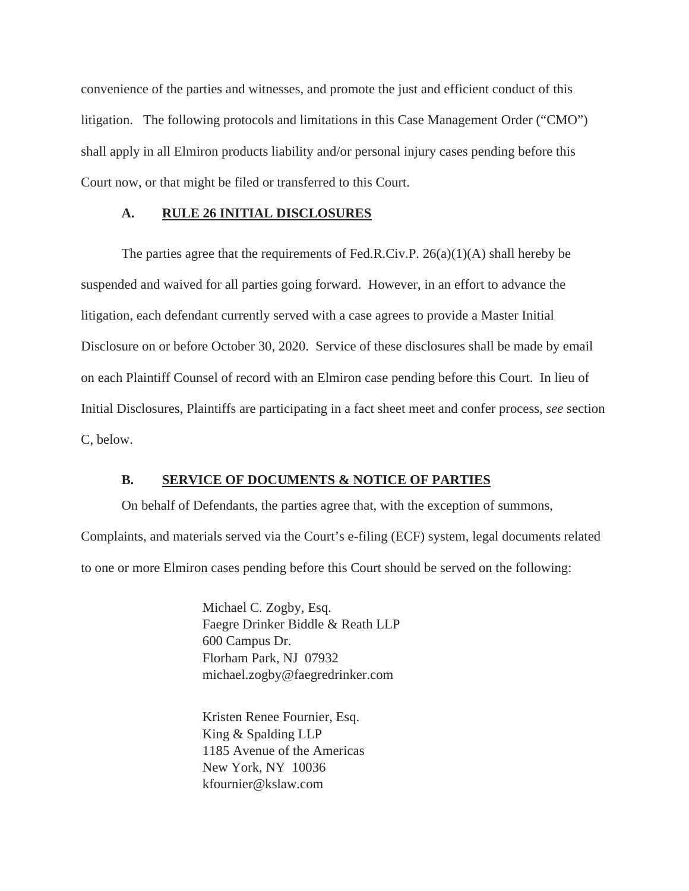convenience of the parties and witnesses, and promote the just and efficient conduct of this litigation. The following protocols and limitations in this Case Management Order ("CMO") shall apply in all Elmiron products liability and/or personal injury cases pending before this Court now, or that might be filed or transferred to this Court.

### A. RULE 26 INITIAL DISCLOSURES

The parties agree that the requirements of Fed.R.Civ.P. 26(a)(1)(A) shall hereby be suspended and waived for all parties going forward. However, in an effort to advance the litigation, each defendant currently served with a case agrees to provide a Master Initial Disclosure on or before October 30, 2020. Service of these disclosures shall be made by email on each Plaintiff Counsel of record with an Elmiron case pending before this Court. In lieu of Initial Disclosures, Plaintiffs are participating in a fact sheet meet and confer process, *see* section C, below.

### B. SERVICE OF DOCUMENTS & NOTICE OF PARTIES

On behalf of Defendants, the parties agree that, with the exception of summons, Complaints, and materials served via the Court's e-filing (ECF) system, legal documents related to one or more Elmiron cases pending before this Court should be served on the following:

Michael C. Zogby, Esq.
Faegre Drinker Biddle & Reath LLP
600 Campus Dr.
Florham Park, NJ 07932
michael.zogby@faegredrinker.com

Kristen Renee Fournier, Esq.
King & Spalding LLP
1185 Avenue of the Americas
New York, NY 10036
kfournier@kslaw.com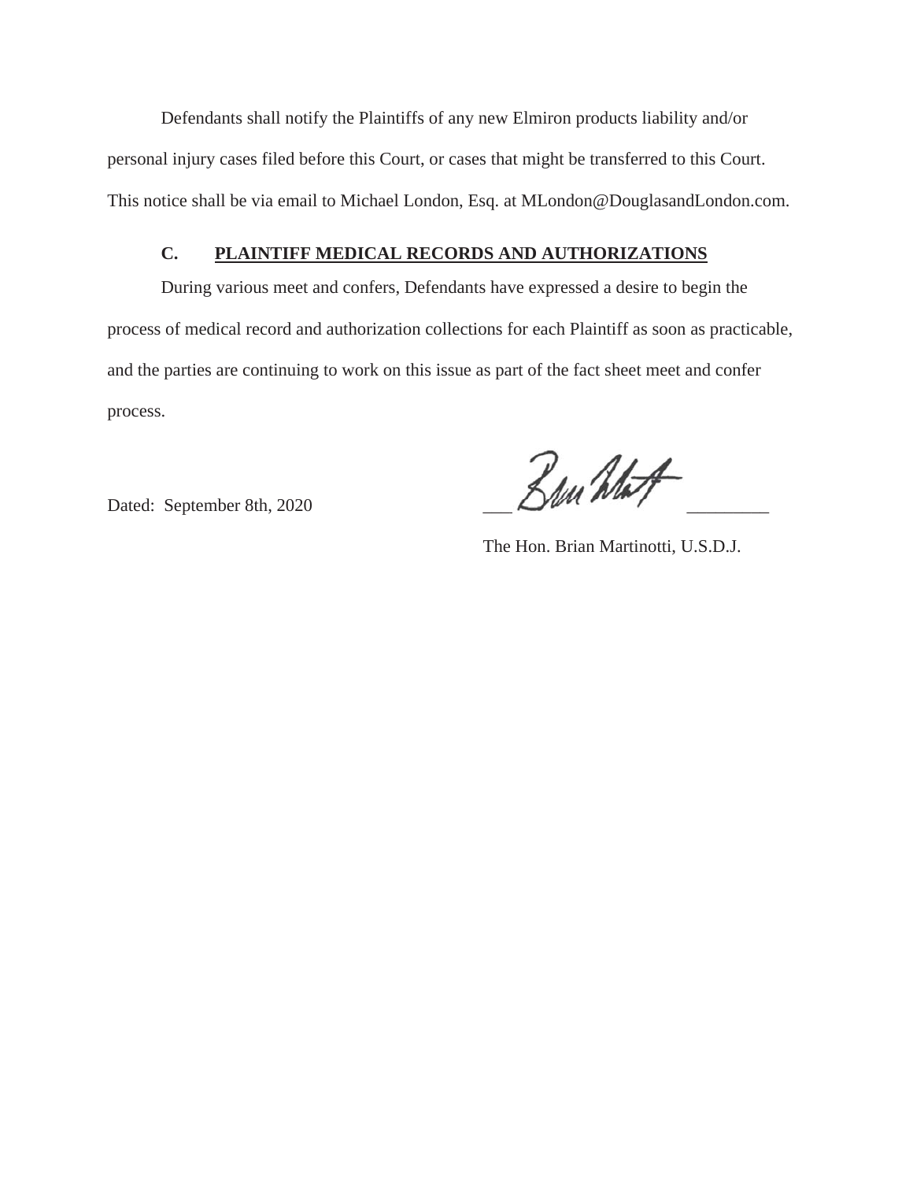Defendants shall notify the Plaintiffs of any new Elmiron products liability and/or personal injury cases filed before this Court, or cases that might be transferred to this Court. This notice shall be via email to Michael London, Esq. at MLondon@DouglasandLondon.com.

### C. <u>PLAINTIFF MEDICAL RECORDS AND AUTHORIZATIONS</u>

During various meet and confers, Defendants have expressed a desire to begin the process of medical record and authorization collections for each Plaintiff as soon as practicable, and the parties are continuing to work on this issue as part of the fact sheet meet and confer process.

Dated: September 8th, 2020

The Hon. Brian Martinotti, U.S.D.J.